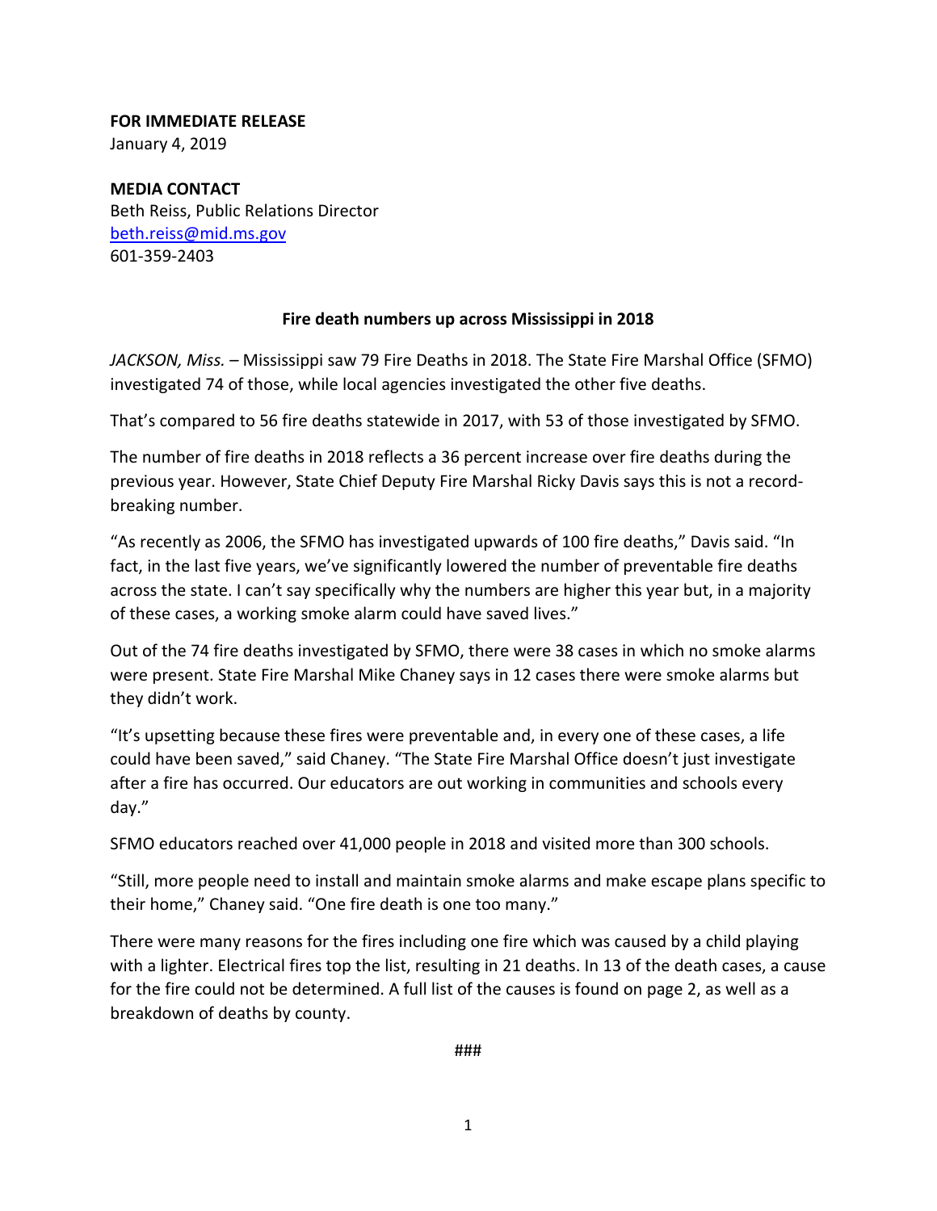**FOR IMMEDIATE RELEASE**
January 4, 2019

**MEDIA CONTACT**
Beth Reiss, Public Relations Director
beth.reiss@mid.ms.gov
601-359-2403

## Fire death numbers up across Mississippi in 2018

*JACKSON, Miss.* – Mississippi saw 79 Fire Deaths in 2018. The State Fire Marshal Office (SFMO) investigated 74 of those, while local agencies investigated the other five deaths.

That's compared to 56 fire deaths statewide in 2017, with 53 of those investigated by SFMO.

The number of fire deaths in 2018 reflects a 36 percent increase over fire deaths during the previous year. However, State Chief Deputy Fire Marshal Ricky Davis says this is not a record-breaking number.

"As recently as 2006, the SFMO has investigated upwards of 100 fire deaths," Davis said. "In fact, in the last five years, we've significantly lowered the number of preventable fire deaths across the state. I can't say specifically why the numbers are higher this year but, in a majority of these cases, a working smoke alarm could have saved lives."

Out of the 74 fire deaths investigated by SFMO, there were 38 cases in which no smoke alarms were present. State Fire Marshal Mike Chaney says in 12 cases there were smoke alarms but they didn't work.

"It's upsetting because these fires were preventable and, in every one of these cases, a life could have been saved," said Chaney. "The State Fire Marshal Office doesn't just investigate after a fire has occurred. Our educators are out working in communities and schools every day."

SFMO educators reached over 41,000 people in 2018 and visited more than 300 schools.

"Still, more people need to install and maintain smoke alarms and make escape plans specific to their home," Chaney said. "One fire death is one too many."

There were many reasons for the fires including one fire which was caused by a child playing with a lighter. Electrical fires top the list, resulting in 21 deaths. In 13 of the death cases, a cause for the fire could not be determined. A full list of the causes is found on page 2, as well as a breakdown of deaths by county.

###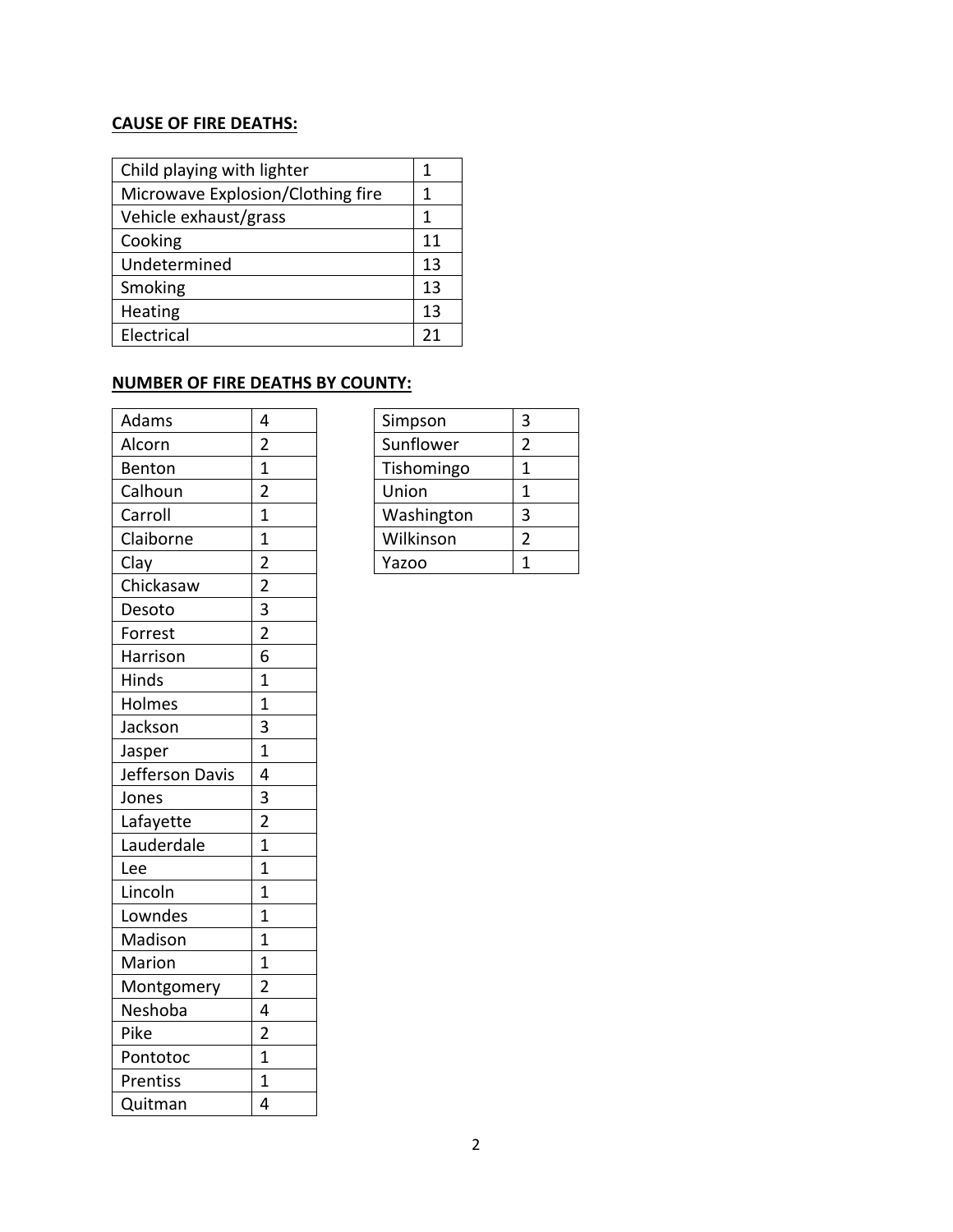**CAUSE OF FIRE DEATHS:**

| | |
|---|---|
| Child playing with lighter | 1 |
| Microwave Explosion/Clothing fire | 1 |
| Vehicle exhaust/grass | 1 |
| Cooking | 11 |
| Undetermined | 13 |
| Smoking | 13 |
| Heating | 13 |
| Electrical | 21 |

**NUMBER OF FIRE DEATHS BY COUNTY:**

| | |
|---|---|
| Adams | 4 |
| Alcorn | 2 |
| Benton | 1 |
| Calhoun | 2 |
| Carroll | 1 |
| Claiborne | 1 |
| Clay | 2 |
| Chickasaw | 2 |
| Desoto | 3 |
| Forrest | 2 |
| Harrison | 6 |
| Hinds | 1 |
| Holmes | 1 |
| Jackson | 3 |
| Jasper | 1 |
| Jefferson Davis | 4 |
| Jones | 3 |
| Lafayette | 2 |
| Lauderdale | 1 |
| Lee | 1 |
| Lincoln | 1 |
| Lowndes | 1 |
| Madison | 1 |
| Marion | 1 |
| Montgomery | 2 |
| Neshoba | 4 |
| Pike | 2 |
| Pontotoc | 1 |
| Prentiss | 1 |
| Quitman | 4 |
| Simpson | 3 |
| Sunflower | 2 |
| Tishomingo | 1 |
| Union | 1 |
| Washington | 3 |
| Wilkinson | 2 |
| Yazoo | 1 |